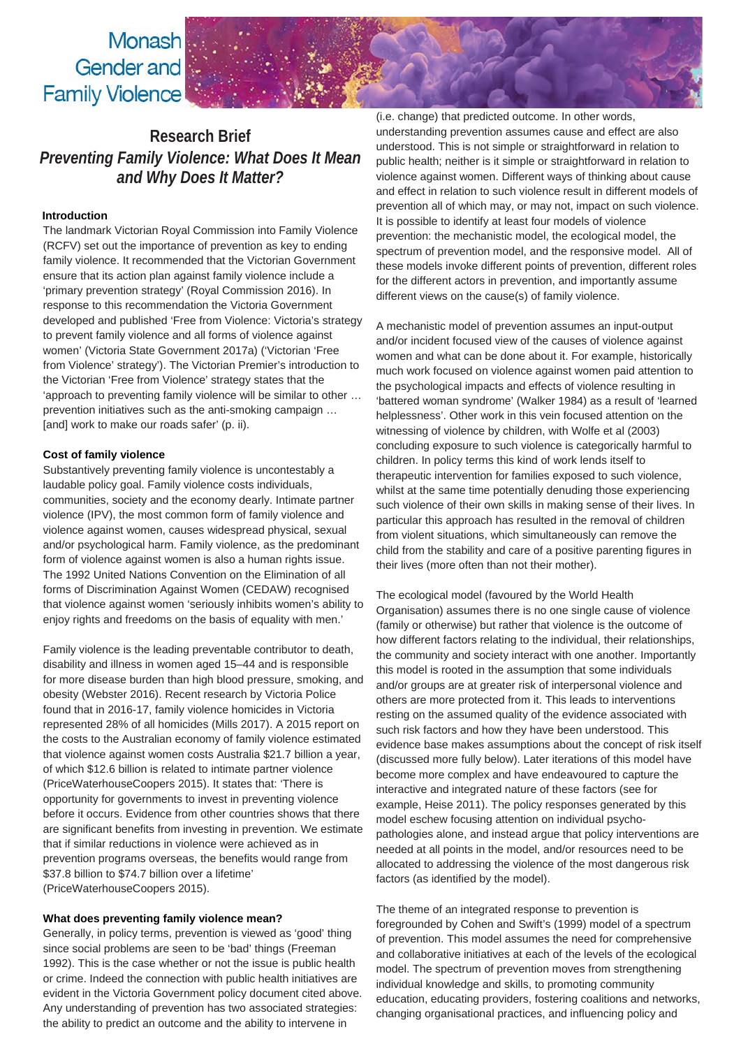Monash Gender and Family Violence

# Research Brief
## *Preventing Family Violence: What Does It Mean and Why Does It Matter?*

### Introduction

The landmark Victorian Royal Commission into Family Violence (RCFV) set out the importance of prevention as key to ending family violence. It recommended that the Victorian Government ensure that its action plan against family violence include a 'primary prevention strategy' (Royal Commission 2016). In response to this recommendation the Victoria Government developed and published 'Free from Violence: Victoria's strategy to prevent family violence and all forms of violence against women' (Victoria State Government 2017a) ('Victorian 'Free from Violence' strategy'). The Victorian Premier's introduction to the Victorian 'Free from Violence' strategy states that the 'approach to preventing family violence will be similar to other … prevention initiatives such as the anti-smoking campaign … [and] work to make our roads safer' (p. ii).

### Cost of family violence

Substantively preventing family violence is uncontestably a laudable policy goal. Family violence costs individuals, communities, society and the economy dearly. Intimate partner violence (IPV), the most common form of family violence and violence against women, causes widespread physical, sexual and/or psychological harm. Family violence, as the predominant form of violence against women is also a human rights issue. The 1992 United Nations Convention on the Elimination of all forms of Discrimination Against Women (CEDAW) recognised that violence against women 'seriously inhibits women's ability to enjoy rights and freedoms on the basis of equality with men.'

Family violence is the leading preventable contributor to death, disability and illness in women aged 15–44 and is responsible for more disease burden than high blood pressure, smoking, and obesity (Webster 2016). Recent research by Victoria Police found that in 2016-17, family violence homicides in Victoria represented 28% of all homicides (Mills 2017). A 2015 report on the costs to the Australian economy of family violence estimated that violence against women costs Australia $21.7 billion a year, of which $12.6 billion is related to intimate partner violence (PriceWaterhouseCoopers 2015). It states that: 'There is opportunity for governments to invest in preventing violence before it occurs. Evidence from other countries shows that there are significant benefits from investing in prevention. We estimate that if similar reductions in violence were achieved as in prevention programs overseas, the benefits would range from $37.8 billion to $74.7 billion over a lifetime' (PriceWaterhouseCoopers 2015).

### What does preventing family violence mean?

Generally, in policy terms, prevention is viewed as 'good' thing since social problems are seen to be 'bad' things (Freeman 1992). This is the case whether or not the issue is public health or crime. Indeed the connection with public health initiatives are evident in the Victoria Government policy document cited above. Any understanding of prevention has two associated strategies: the ability to predict an outcome and the ability to intervene in (i.e. change) that predicted outcome. In other words, understanding prevention assumes cause and effect are also understood. This is not simple or straightforward in relation to public health; neither is it simple or straightforward in relation to violence against women. Different ways of thinking about cause and effect in relation to such violence result in different models of prevention all of which may, or may not, impact on such violence. It is possible to identify at least four models of violence prevention: the mechanistic model, the ecological model, the spectrum of prevention model, and the responsive model. All of these models invoke different points of prevention, different roles for the different actors in prevention, and importantly assume different views on the cause(s) of family violence.

A mechanistic model of prevention assumes an input-output and/or incident focused view of the causes of violence against women and what can be done about it. For example, historically much work focused on violence against women paid attention to the psychological impacts and effects of violence resulting in 'battered woman syndrome' (Walker 1984) as a result of 'learned helplessness'. Other work in this vein focused attention on the witnessing of violence by children, with Wolfe et al (2003) concluding exposure to such violence is categorically harmful to children. In policy terms this kind of work lends itself to therapeutic intervention for families exposed to such violence, whilst at the same time potentially denuding those experiencing such violence of their own skills in making sense of their lives. In particular this approach has resulted in the removal of children from violent situations, which simultaneously can remove the child from the stability and care of a positive parenting figures in their lives (more often than not their mother).

The ecological model (favoured by the World Health Organisation) assumes there is no one single cause of violence (family or otherwise) but rather that violence is the outcome of how different factors relating to the individual, their relationships, the community and society interact with one another. Importantly this model is rooted in the assumption that some individuals and/or groups are at greater risk of interpersonal violence and others are more protected from it. This leads to interventions resting on the assumed quality of the evidence associated with such risk factors and how they have been understood. This evidence base makes assumptions about the concept of risk itself (discussed more fully below). Later iterations of this model have become more complex and have endeavoured to capture the interactive and integrated nature of these factors (see for example, Heise 2011). The policy responses generated by this model eschew focusing attention on individual psycho-pathologies alone, and instead argue that policy interventions are needed at all points in the model, and/or resources need to be allocated to addressing the violence of the most dangerous risk factors (as identified by the model).

The theme of an integrated response to prevention is foregrounded by Cohen and Swift's (1999) model of a spectrum of prevention. This model assumes the need for comprehensive and collaborative initiatives at each of the levels of the ecological model. The spectrum of prevention moves from strengthening individual knowledge and skills, to promoting community education, educating providers, fostering coalitions and networks, changing organisational practices, and influencing policy and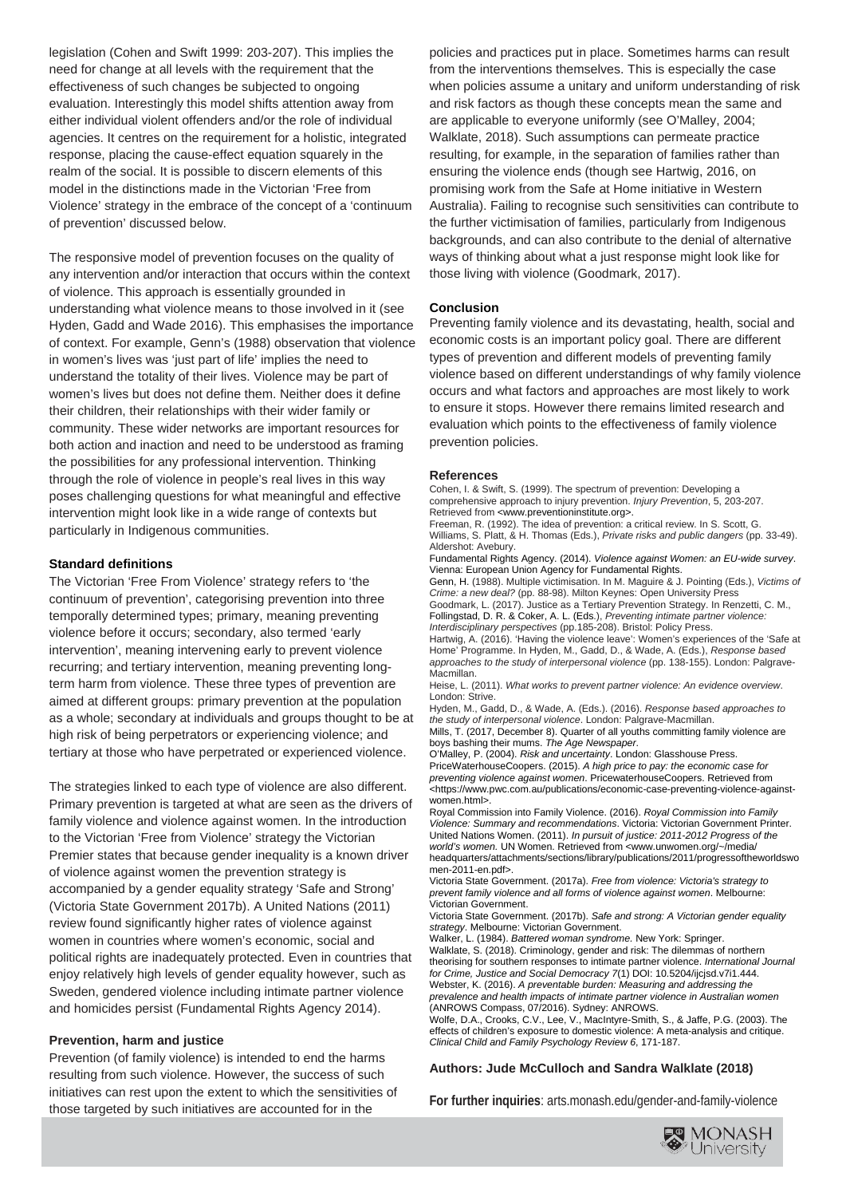legislation (Cohen and Swift 1999: 203-207). This implies the need for change at all levels with the requirement that the effectiveness of such changes be subjected to ongoing evaluation. Interestingly this model shifts attention away from either individual violent offenders and/or the role of individual agencies. It centres on the requirement for a holistic, integrated response, placing the cause-effect equation squarely in the realm of the social. It is possible to discern elements of this model in the distinctions made in the Victorian 'Free from Violence' strategy in the embrace of the concept of a 'continuum of prevention' discussed below.

The responsive model of prevention focuses on the quality of any intervention and/or interaction that occurs within the context of violence. This approach is essentially grounded in understanding what violence means to those involved in it (see Hyden, Gadd and Wade 2016). This emphasises the importance of context. For example, Genn's (1988) observation that violence in women's lives was 'just part of life' implies the need to understand the totality of their lives. Violence may be part of women's lives but does not define them. Neither does it define their children, their relationships with their wider family or community. These wider networks are important resources for both action and inaction and need to be understood as framing the possibilities for any professional intervention. Thinking through the role of violence in people's real lives in this way poses challenging questions for what meaningful and effective intervention might look like in a wide range of contexts but particularly in Indigenous communities.

**Standard definitions**

The Victorian 'Free From Violence' strategy refers to 'the continuum of prevention', categorising prevention into three temporally determined types; primary, meaning preventing violence before it occurs; secondary, also termed 'early intervention', meaning intervening early to prevent violence recurring; and tertiary intervention, meaning preventing long-term harm from violence. These three types of prevention are aimed at different groups: primary prevention at the population as a whole; secondary at individuals and groups thought to be at high risk of being perpetrators or experiencing violence; and tertiary at those who have perpetrated or experienced violence.

The strategies linked to each type of violence are also different. Primary prevention is targeted at what are seen as the drivers of family violence and violence against women. In the introduction to the Victorian 'Free from Violence' strategy the Victorian Premier states that because gender inequality is a known driver of violence against women the prevention strategy is accompanied by a gender equality strategy 'Safe and Strong' (Victoria State Government 2017b). A United Nations (2011) review found significantly higher rates of violence against women in countries where women's economic, social and political rights are inadequately protected. Even in countries that enjoy relatively high levels of gender equality however, such as Sweden, gendered violence including intimate partner violence and homicides persist (Fundamental Rights Agency 2014).

**Prevention, harm and justice**

Prevention (of family violence) is intended to end the harms resulting from such violence. However, the success of such initiatives can rest upon the extent to which the sensitivities of those targeted by such initiatives are accounted for in the policies and practices put in place. Sometimes harms can result from the interventions themselves. This is especially the case when policies assume a unitary and uniform understanding of risk and risk factors as though these concepts mean the same and are applicable to everyone uniformly (see O'Malley, 2004; Walklate, 2018). Such assumptions can permeate practice resulting, for example, in the separation of families rather than ensuring the violence ends (though see Hartwig, 2016, on promising work from the Safe at Home initiative in Western Australia). Failing to recognise such sensitivities can contribute to the further victimisation of families, particularly from Indigenous backgrounds, and can also contribute to the denial of alternative ways of thinking about what a just response might look like for those living with violence (Goodmark, 2017).

**Conclusion**

Preventing family violence and its devastating, health, social and economic costs is an important policy goal. There are different types of prevention and different models of preventing family violence based on different understandings of why family violence occurs and what factors and approaches are most likely to work to ensure it stops. However there remains limited research and evaluation which points to the effectiveness of family violence prevention policies.

**References**

Cohen, I. & Swift, S. (1999). The spectrum of prevention: Developing a comprehensive approach to injury prevention. *Injury Prevention*, 5, 203-207. Retrieved from <www.preventioninstitute.org>.

Freeman, R. (1992). The idea of prevention: a critical review. In S. Scott, G. Williams, S. Platt, & H. Thomas (Eds.), *Private risks and public dangers* (pp. 33-49). Aldershot: Avebury.

Fundamental Rights Agency. (2014). *Violence against Women: an EU-wide survey*. Vienna: European Union Agency for Fundamental Rights.

Genn, H. (1988). Multiple victimisation. In M. Maguire & J. Pointing (Eds.), *Victims of Crime: a new deal?* (pp. 88-98). Milton Keynes: Open University Press

Goodmark, L. (2017). Justice as a Tertiary Prevention Strategy. In Renzetti, C. M., Follingstad, D. R. & Coker, A. L. (Eds.), *Preventing intimate partner violence: Interdisciplinary perspectives* (pp.185-208). Bristol: Policy Press.

Hartwig, A. (2016). 'Having the violence leave': Women's experiences of the 'Safe at Home' Programme. In Hyden, M., Gadd, D., & Wade, A. (Eds.), *Response based approaches to the study of interpersonal violence* (pp. 138-155). London: Palgrave-Macmillan.

Heise, L. (2011). *What works to prevent partner violence: An evidence overview*. London: Strive.

Hyden, M., Gadd, D., & Wade, A. (Eds.). (2016). *Response based approaches to the study of interpersonal violence*. London: Palgrave-Macmillan.

Mills, T. (2017, December 8). Quarter of all youths committing family violence are boys bashing their mums. *The Age Newspaper*.

O'Malley, P. (2004). *Risk and uncertainty*. London: Glasshouse Press.

PriceWaterhouseCoopers. (2015). *A high price to pay: the economic case for preventing violence against women*. PricewaterhouseCoopers. Retrieved from <https://www.pwc.com.au/publications/economic-case-preventing-violence-against-women.html>.

Royal Commission into Family Violence. (2016). *Royal Commission into Family Violence: Summary and recommendations*. Victoria: Victorian Government Printer.

United Nations Women. (2011). *In pursuit of justice: 2011-2012 Progress of the world's women.* UN Women. Retrieved from <www.unwomen.org/~/media/headquarters/attachments/sections/library/publications/2011/progressoftheworldswomen-2011-en.pdf>.

Victoria State Government. (2017a). *Free from violence: Victoria's strategy to prevent family violence and all forms of violence against women*. Melbourne: Victorian Government.

Victoria State Government. (2017b). *Safe and strong: A Victorian gender equality strategy*. Melbourne: Victorian Government.

Walker, L. (1984). *Battered woman syndrome.* New York: Springer.

Walklate, S. (2018). Criminology, gender and risk: The dilemmas of northern theorising for southern responses to intimate partner violence. *International Journal for Crime, Justice and Social Democracy 7*(1) DOI: 10.5204/ijcjsd.v7i1.444.

Webster, K. (2016). *A preventable burden: Measuring and addressing the prevalence and health impacts of intimate partner violence in Australian women* (ANROWS Compass, 07/2016). Sydney: ANROWS.

Wolfe, D.A., Crooks, C.V., Lee, V., MacIntyre-Smith, S., & Jaffe, P.G. (2003). The effects of children's exposure to domestic violence: A meta-analysis and critique. *Clinical Child and Family Psychology Review 6*, 171-187.

**Authors: Jude McCulloch and Sandra Walklate (2018)**

**For further inquiries**: arts.monash.edu/gender-and-family-violence

MONASH University